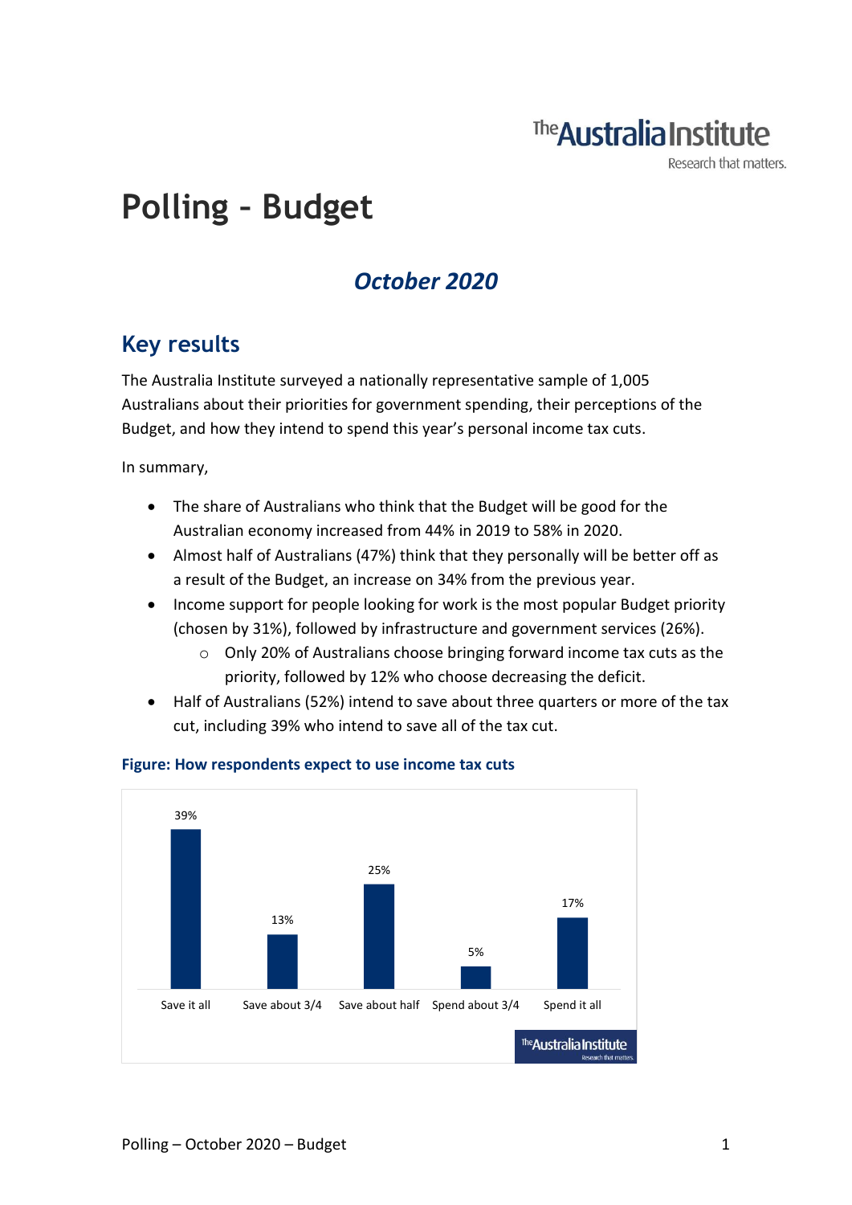# Polling - Budget

## *October 2020*

## Key results

The Australia Institute surveyed a nationally representative sample of 1,005 Australians about their priorities for government spending, their perceptions of the Budget, and how they intend to spend this year's personal income tax cuts.

In summary,

- The share of Australians who think that the Budget will be good for the Australian economy increased from 44% in 2019 to 58% in 2020.
- Almost half of Australians (47%) think that they personally will be better off as a result of the Budget, an increase on 34% from the previous year.
- Income support for people looking for work is the most popular Budget priority (chosen by 31%), followed by infrastructure and government services (26%).
  - Only 20% of Australians choose bringing forward income tax cuts as the priority, followed by 12% who choose decreasing the deficit.
- Half of Australians (52%) intend to save about three quarters or more of the tax cut, including 39% who intend to save all of the tax cut.

**Figure: How respondents expect to use income tax cuts**

| Save it all | Save about 3/4 | Save about half | Spend about 3/4 | Spend it all |
|---|---|---|---|---|
| 39% | 13% | 25% | 5% | 17% |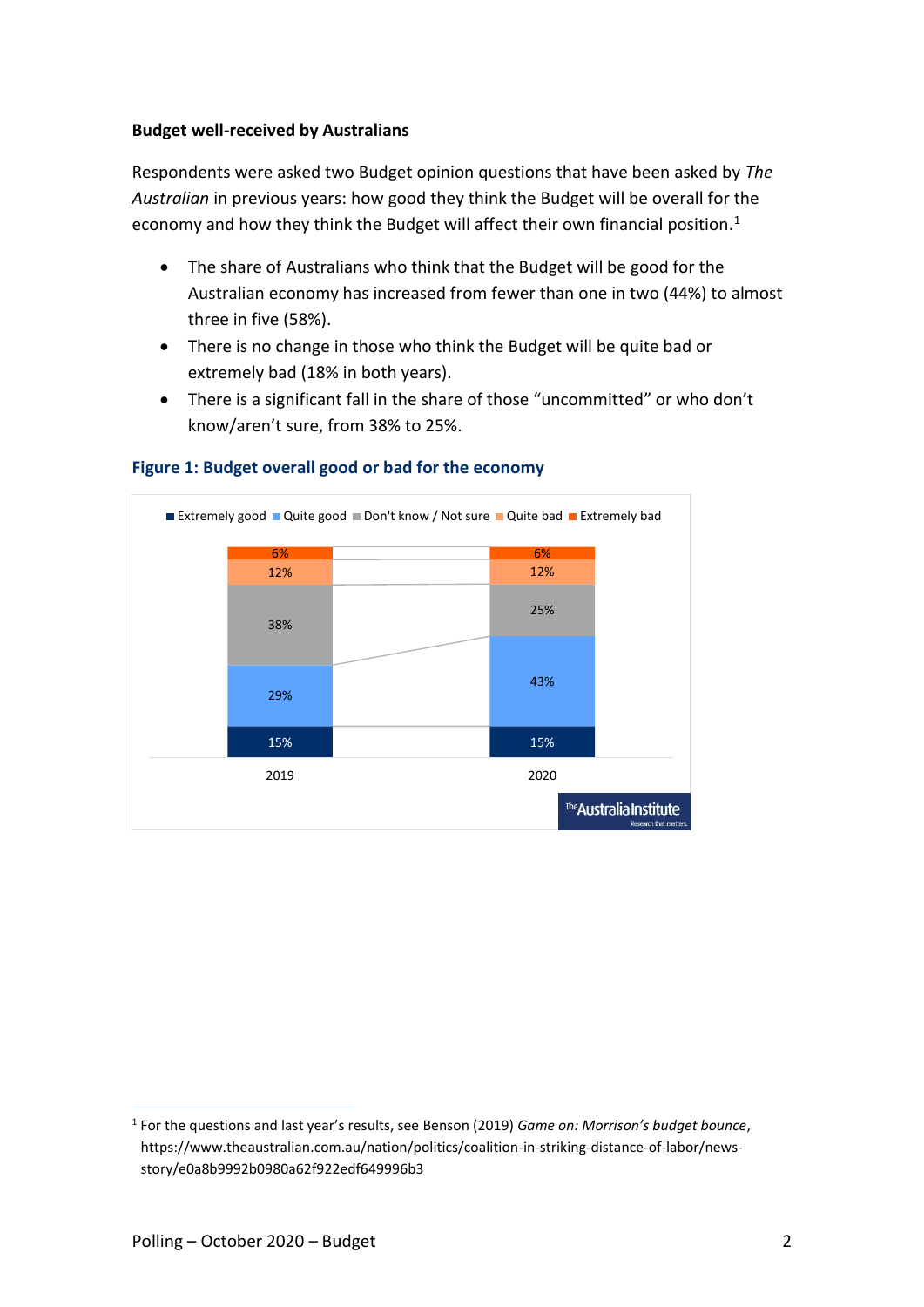**Budget well-received by Australians**

Respondents were asked two Budget opinion questions that have been asked by *The Australian* in previous years: how good they think the Budget will be overall for the economy and how they think the Budget will affect their own financial position.[1]

- The share of Australians who think that the Budget will be good for the Australian economy has increased from fewer than one in two (44%) to almost three in five (58%).
- There is no change in those who think the Budget will be quite bad or extremely bad (18% in both years).
- There is a significant fall in the share of those "uncommitted" or who don't know/aren't sure, from 38% to 25%.

**Figure 1: Budget overall good or bad for the economy**

| | Extremely good | Quite good | Don't know / Not sure | Quite bad | Extremely bad |
|---|---|---|---|---|---|
| 2019 | 15% | 29% | 38% | 12% | 6% |
| 2020 | 15% | 43% | 25% | 12% | 6% |

[1] For the questions and last year's results, see Benson (2019) *Game on: Morrison's budget bounce*, https://www.theaustralian.com.au/nation/politics/coalition-in-striking-distance-of-labor/news-story/e0a8b9992b0980a62f922edf649996b3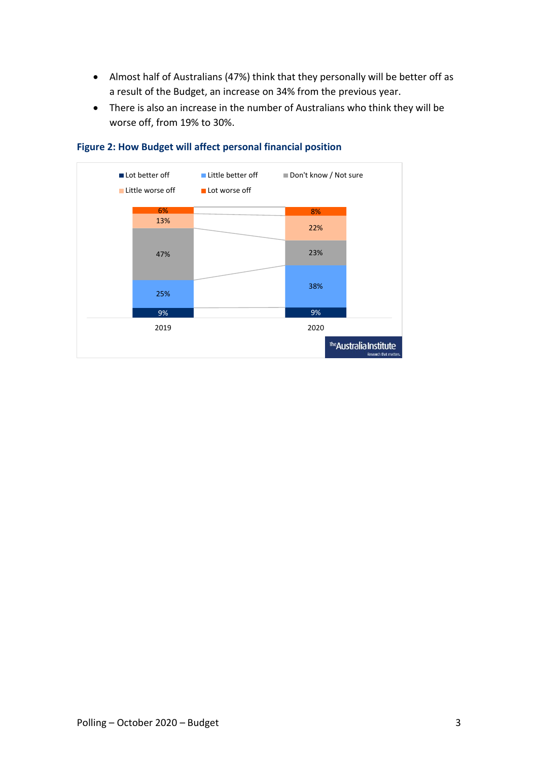- Almost half of Australians (47%) think that they personally will be better off as a result of the Budget, an increase on 34% from the previous year.
- There is also an increase in the number of Australians who think they will be worse off, from 19% to 30%.

**Figure 2: How Budget will affect personal financial position**

| | 2019 | 2020 |
|---|---|---|
| Lot better off | 9% | 9% |
| Little better off | 25% | 38% |
| Don't know / Not sure | 47% | 23% |
| Little worse off | 13% | 22% |
| Lot worse off | 6% | 8% |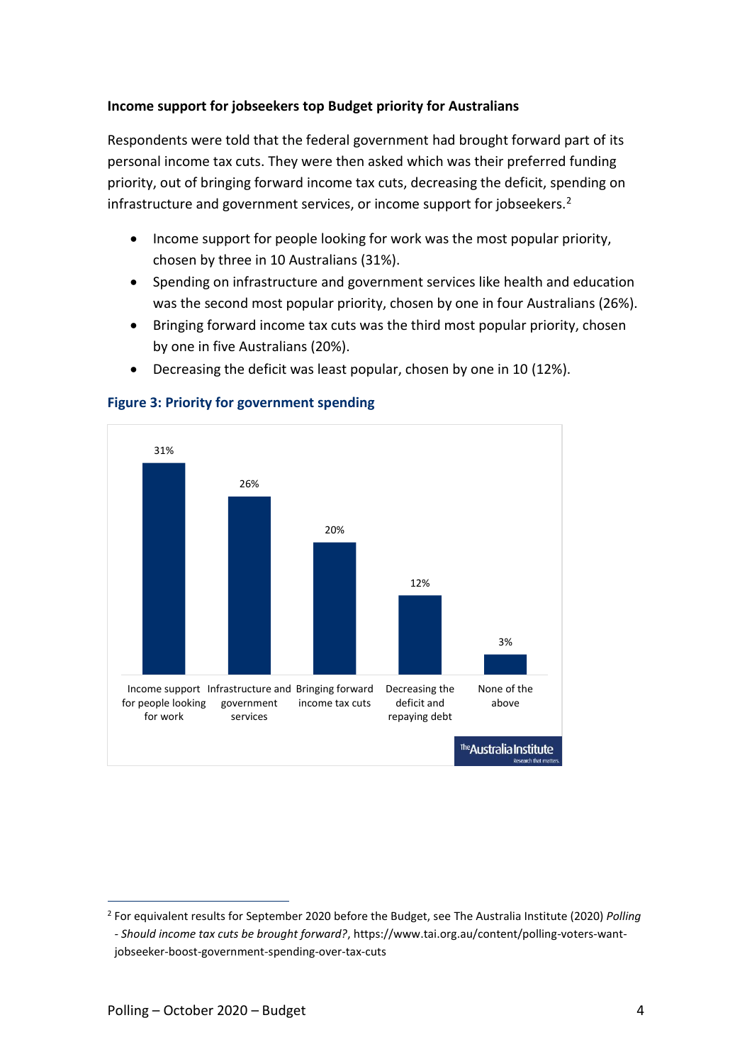**Income support for jobseekers top Budget priority for Australians**

Respondents were told that the federal government had brought forward part of its personal income tax cuts. They were then asked which was their preferred funding priority, out of bringing forward income tax cuts, decreasing the deficit, spending on infrastructure and government services, or income support for jobseekers.[2]

- Income support for people looking for work was the most popular priority, chosen by three in 10 Australians (31%).
- Spending on infrastructure and government services like health and education was the second most popular priority, chosen by one in four Australians (26%).
- Bringing forward income tax cuts was the third most popular priority, chosen by one in five Australians (20%).
- Decreasing the deficit was least popular, chosen by one in 10 (12%).

**Figure 3: Priority for government spending**

| Priority | % |
|---|---|
| Income support for people looking for work | 31% |
| Infrastructure and government services | 26% |
| Bringing forward income tax cuts | 20% |
| Decreasing the deficit and repaying debt | 12% |
| None of the above | 3% |

---

[2] For equivalent results for September 2020 before the Budget, see The Australia Institute (2020) *Polling - Should income tax cuts be brought forward?*, https://www.tai.org.au/content/polling-voters-want-jobseeker-boost-government-spending-over-tax-cuts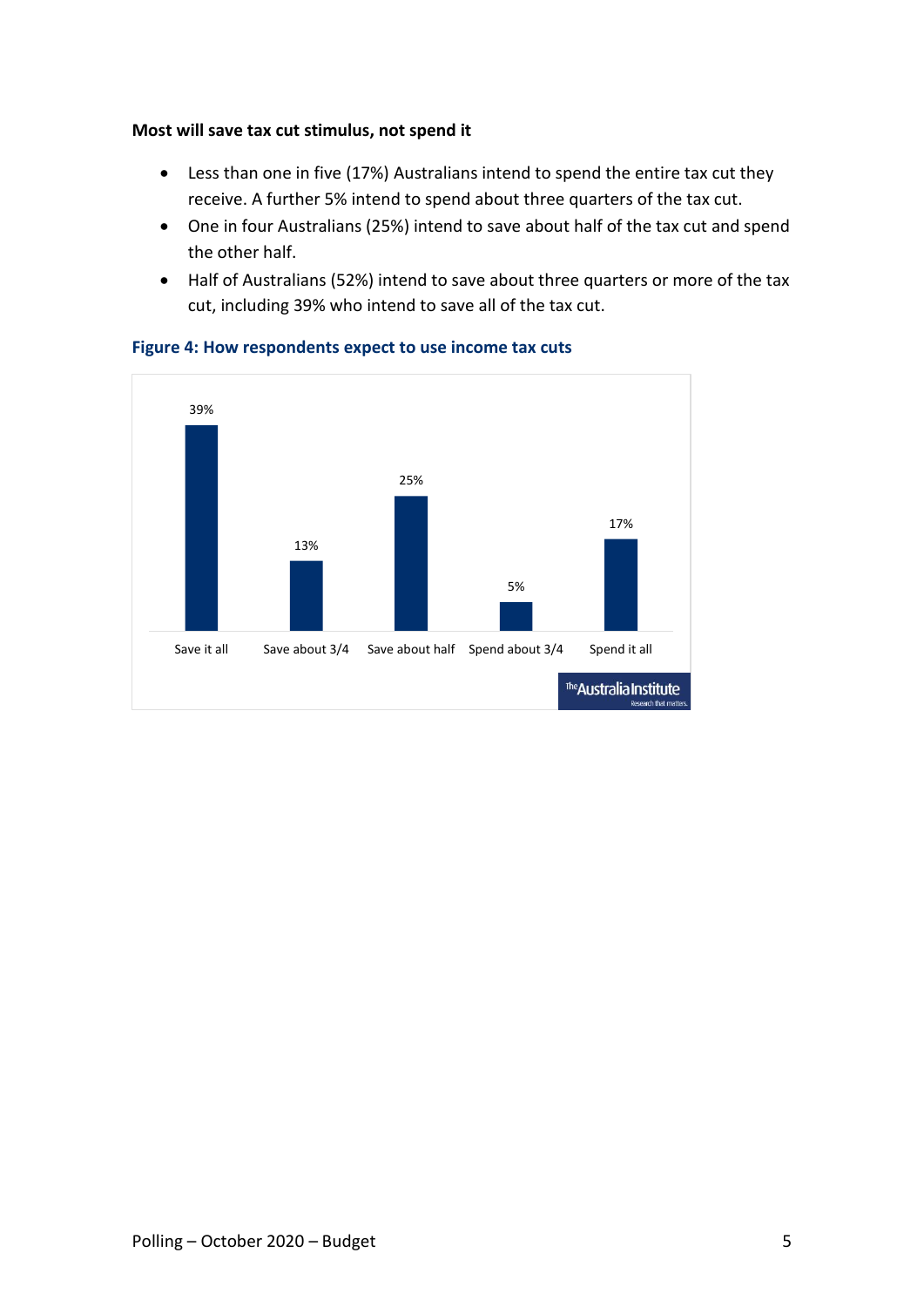**Most will save tax cut stimulus, not spend it**

- Less than one in five (17%) Australians intend to spend the entire tax cut they receive. A further 5% intend to spend about three quarters of the tax cut.
- One in four Australians (25%) intend to save about half of the tax cut and spend the other half.
- Half of Australians (52%) intend to save about three quarters or more of the tax cut, including 39% who intend to save all of the tax cut.

**Figure 4: How respondents expect to use income tax cuts**

| Save it all | Save about 3/4 | Save about half | Spend about 3/4 | Spend it all |
|---|---|---|---|---|
| 39% | 13% | 25% | 5% | 17% |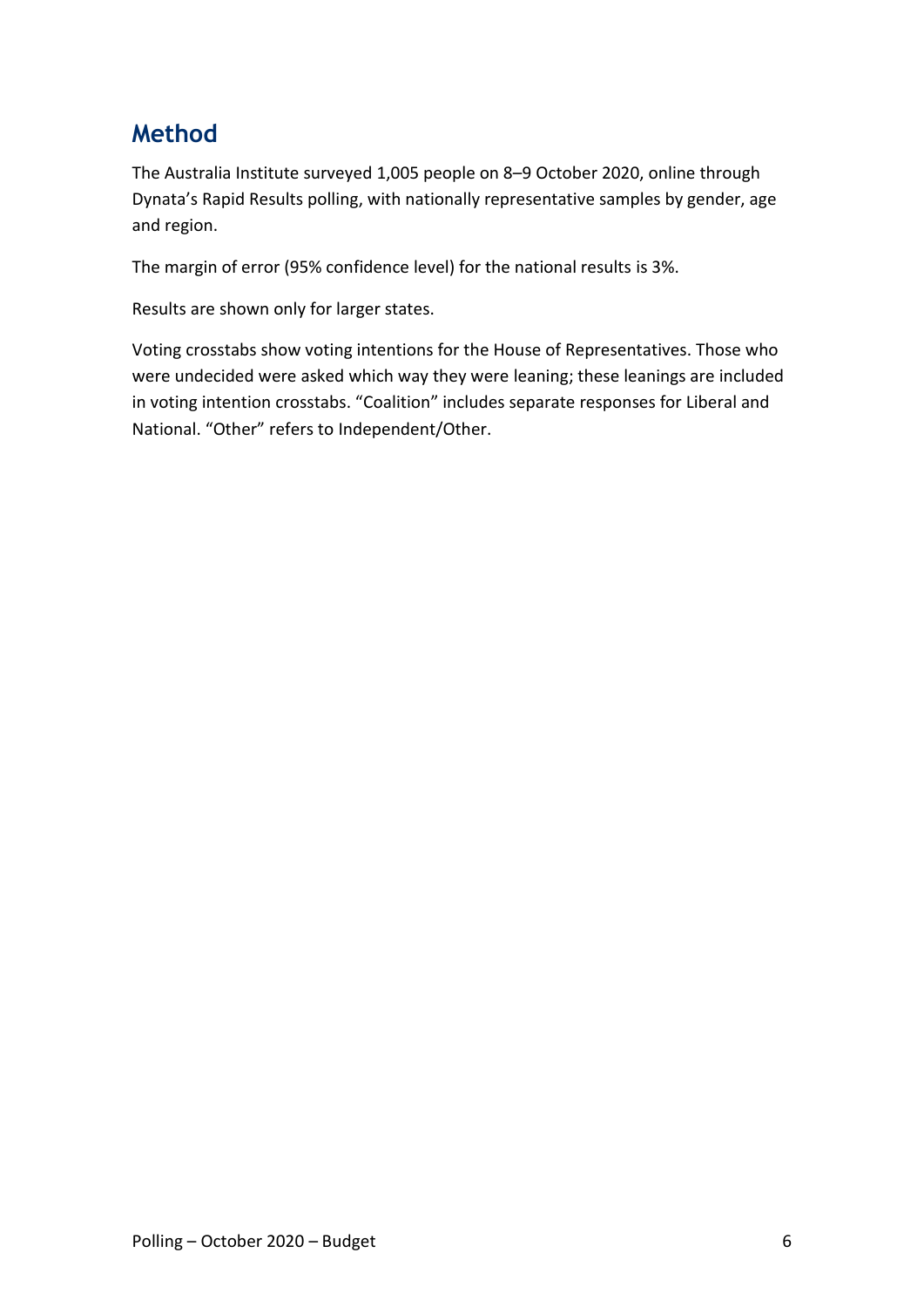## Method

The Australia Institute surveyed 1,005 people on 8–9 October 2020, online through Dynata's Rapid Results polling, with nationally representative samples by gender, age and region.

The margin of error (95% confidence level) for the national results is 3%.

Results are shown only for larger states.

Voting crosstabs show voting intentions for the House of Representatives. Those who were undecided were asked which way they were leaning; these leanings are included in voting intention crosstabs. "Coalition" includes separate responses for Liberal and National. "Other" refers to Independent/Other.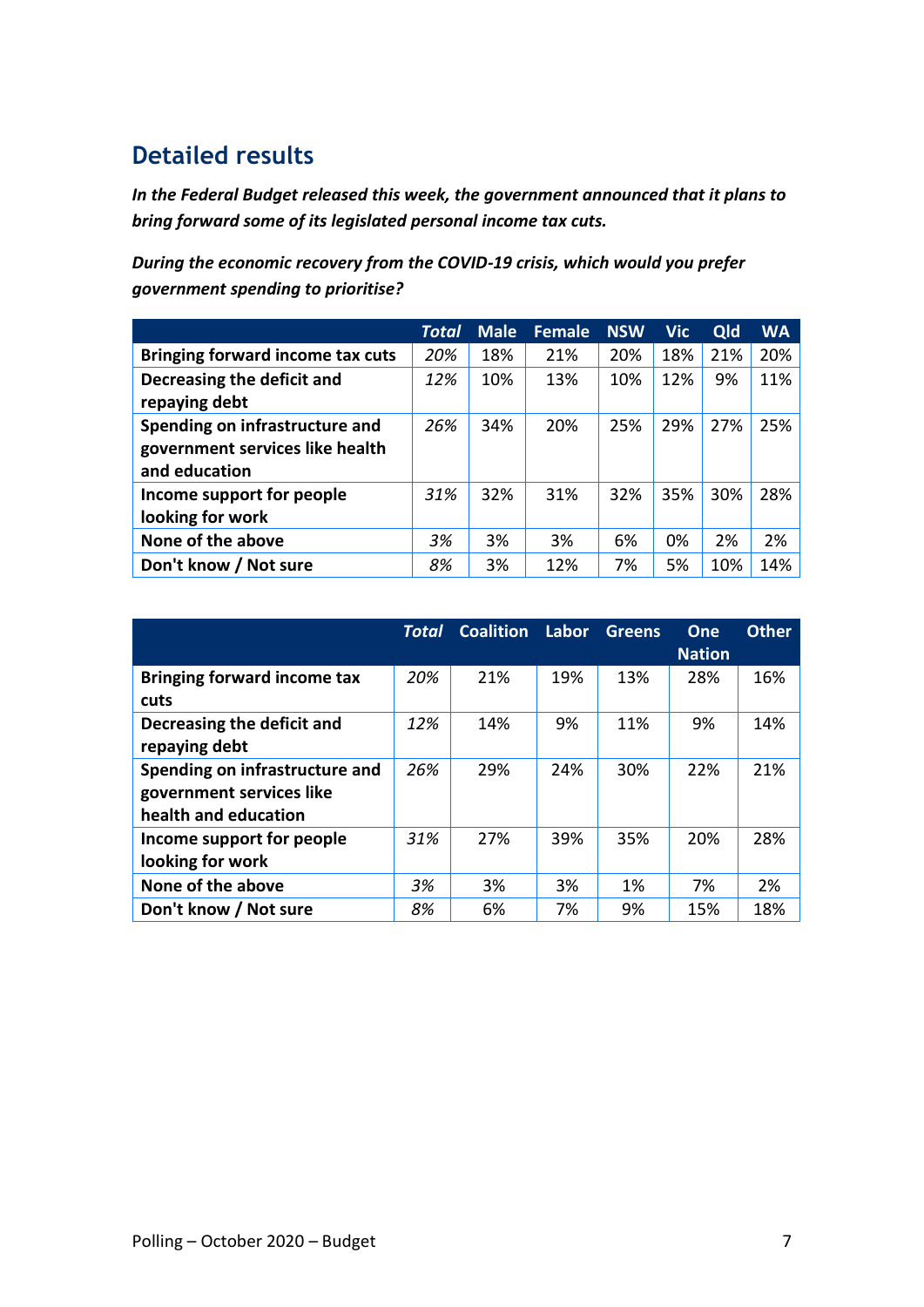## Detailed results

***In the Federal Budget released this week, the government announced that it plans to bring forward some of its legislated personal income tax cuts.***

***During the economic recovery from the COVID-19 crisis, which would you prefer government spending to prioritise?***

| | *Total* | Male | Female | NSW | Vic | Qld | WA |
|---|---|---|---|---|---|---|---|
| **Bringing forward income tax cuts** | *20%* | 18% | 21% | 20% | 18% | 21% | 20% |
| **Decreasing the deficit and repaying debt** | *12%* | 10% | 13% | 10% | 12% | 9% | 11% |
| **Spending on infrastructure and government services like health and education** | *26%* | 34% | 20% | 25% | 29% | 27% | 25% |
| **Income support for people looking for work** | *31%* | 32% | 31% | 32% | 35% | 30% | 28% |
| **None of the above** | *3%* | 3% | 3% | 6% | 0% | 2% | 2% |
| **Don't know / Not sure** | *8%* | 3% | 12% | 7% | 5% | 10% | 14% |

| | *Total* | Coalition | Labor | Greens | One Nation | Other |
|---|---|---|---|---|---|---|
| **Bringing forward income tax cuts** | *20%* | 21% | 19% | 13% | 28% | 16% |
| **Decreasing the deficit and repaying debt** | *12%* | 14% | 9% | 11% | 9% | 14% |
| **Spending on infrastructure and government services like health and education** | *26%* | 29% | 24% | 30% | 22% | 21% |
| **Income support for people looking for work** | *31%* | 27% | 39% | 35% | 20% | 28% |
| **None of the above** | *3%* | 3% | 3% | 1% | 7% | 2% |
| **Don't know / Not sure** | *8%* | 6% | 7% | 9% | 15% | 18% |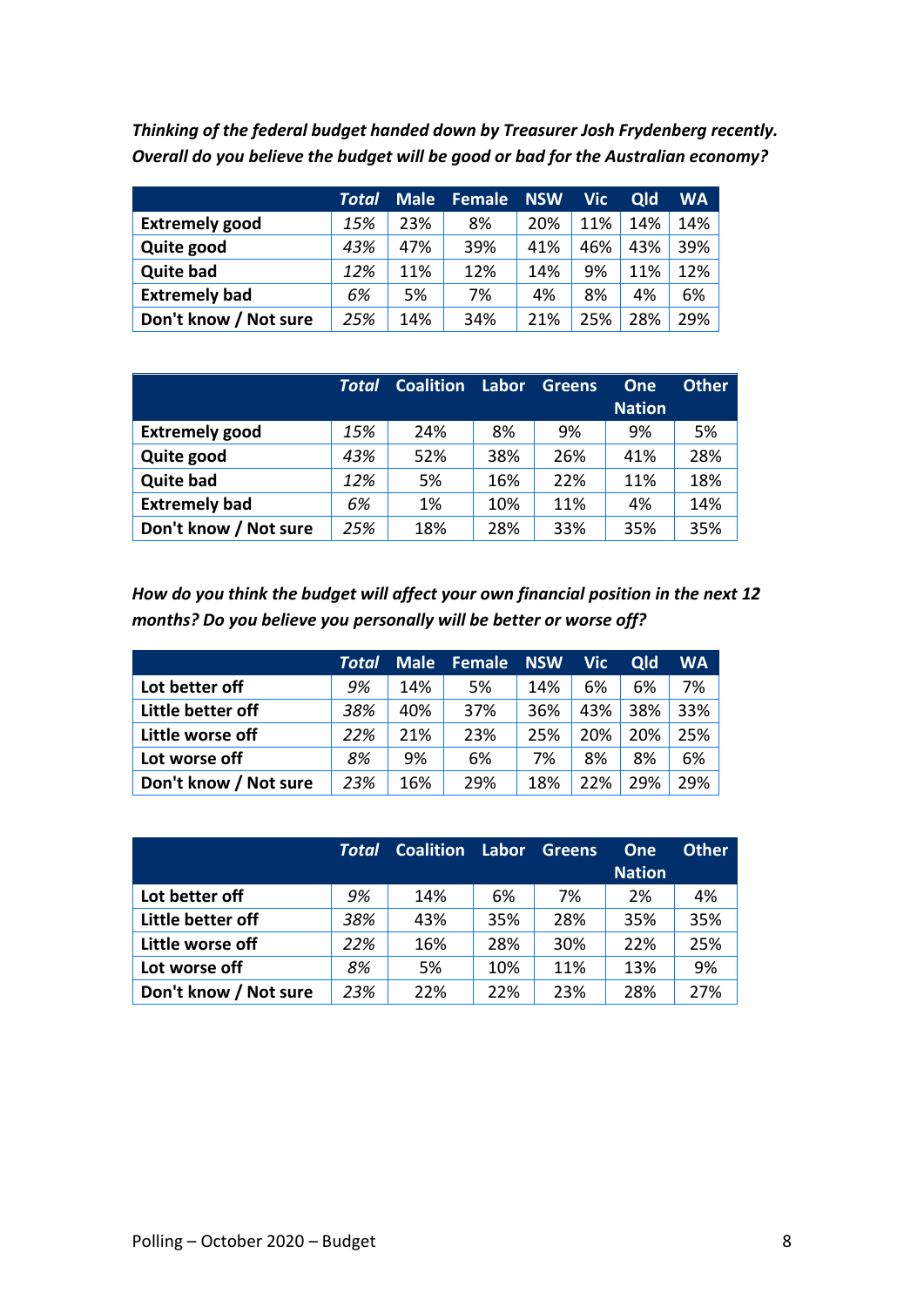***Thinking of the federal budget handed down by Treasurer Josh Frydenberg recently. Overall do you believe the budget will be good or bad for the Australian economy?***

| | *Total* | Male | Female | NSW | Vic | Qld | WA |
|---|---|---|---|---|---|---|---|
| **Extremely good** | *15%* | 23% | 8% | 20% | 11% | 14% | 14% |
| **Quite good** | *43%* | 47% | 39% | 41% | 46% | 43% | 39% |
| **Quite bad** | *12%* | 11% | 12% | 14% | 9% | 11% | 12% |
| **Extremely bad** | *6%* | 5% | 7% | 4% | 8% | 4% | 6% |
| **Don't know / Not sure** | *25%* | 14% | 34% | 21% | 25% | 28% | 29% |

| | *Total* | Coalition | Labor | Greens | One Nation | Other |
|---|---|---|---|---|---|---|
| **Extremely good** | *15%* | 24% | 8% | 9% | 9% | 5% |
| **Quite good** | *43%* | 52% | 38% | 26% | 41% | 28% |
| **Quite bad** | *12%* | 5% | 16% | 22% | 11% | 18% |
| **Extremely bad** | *6%* | 1% | 10% | 11% | 4% | 14% |
| **Don't know / Not sure** | *25%* | 18% | 28% | 33% | 35% | 35% |

***How do you think the budget will affect your own financial position in the next 12 months? Do you believe you personally will be better or worse off?***

| | *Total* | Male | Female | NSW | Vic | Qld | WA |
|---|---|---|---|---|---|---|---|
| **Lot better off** | *9%* | 14% | 5% | 14% | 6% | 6% | 7% |
| **Little better off** | *38%* | 40% | 37% | 36% | 43% | 38% | 33% |
| **Little worse off** | *22%* | 21% | 23% | 25% | 20% | 20% | 25% |
| **Lot worse off** | *8%* | 9% | 6% | 7% | 8% | 8% | 6% |
| **Don't know / Not sure** | *23%* | 16% | 29% | 18% | 22% | 29% | 29% |

| | *Total* | Coalition | Labor | Greens | One Nation | Other |
|---|---|---|---|---|---|---|
| **Lot better off** | *9%* | 14% | 6% | 7% | 2% | 4% |
| **Little better off** | *38%* | 43% | 35% | 28% | 35% | 35% |
| **Little worse off** | *22%* | 16% | 28% | 30% | 22% | 25% |
| **Lot worse off** | *8%* | 5% | 10% | 11% | 13% | 9% |
| **Don't know / Not sure** | *23%* | 22% | 22% | 23% | 28% | 27% |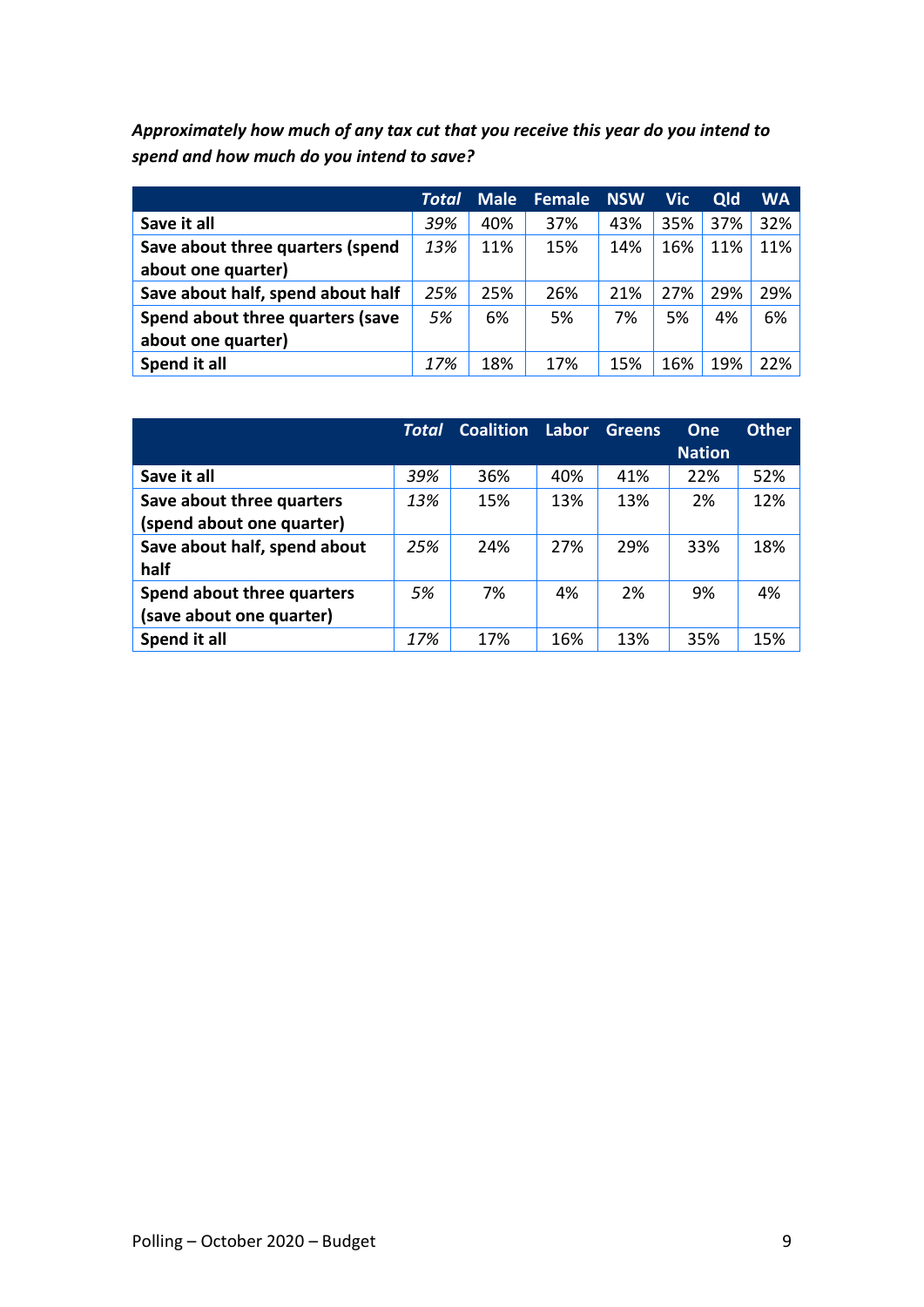*Approximately how much of any tax cut that you receive this year do you intend to spend and how much do you intend to save?*

| | *Total* | Male | Female | NSW | Vic | Qld | WA |
|---|---|---|---|---|---|---|---|
| **Save it all** | *39%* | 40% | 37% | 43% | 35% | 37% | 32% |
| **Save about three quarters (spend about one quarter)** | *13%* | 11% | 15% | 14% | 16% | 11% | 11% |
| **Save about half, spend about half** | *25%* | 25% | 26% | 21% | 27% | 29% | 29% |
| **Spend about three quarters (save about one quarter)** | *5%* | 6% | 5% | 7% | 5% | 4% | 6% |
| **Spend it all** | *17%* | 18% | 17% | 15% | 16% | 19% | 22% |

| | *Total* | Coalition | Labor | Greens | One Nation | Other |
|---|---|---|---|---|---|---|
| **Save it all** | *39%* | 36% | 40% | 41% | 22% | 52% |
| **Save about three quarters (spend about one quarter)** | *13%* | 15% | 13% | 13% | 2% | 12% |
| **Save about half, spend about half** | *25%* | 24% | 27% | 29% | 33% | 18% |
| **Spend about three quarters (save about one quarter)** | *5%* | 7% | 4% | 2% | 9% | 4% |
| **Spend it all** | *17%* | 17% | 16% | 13% | 35% | 15% |